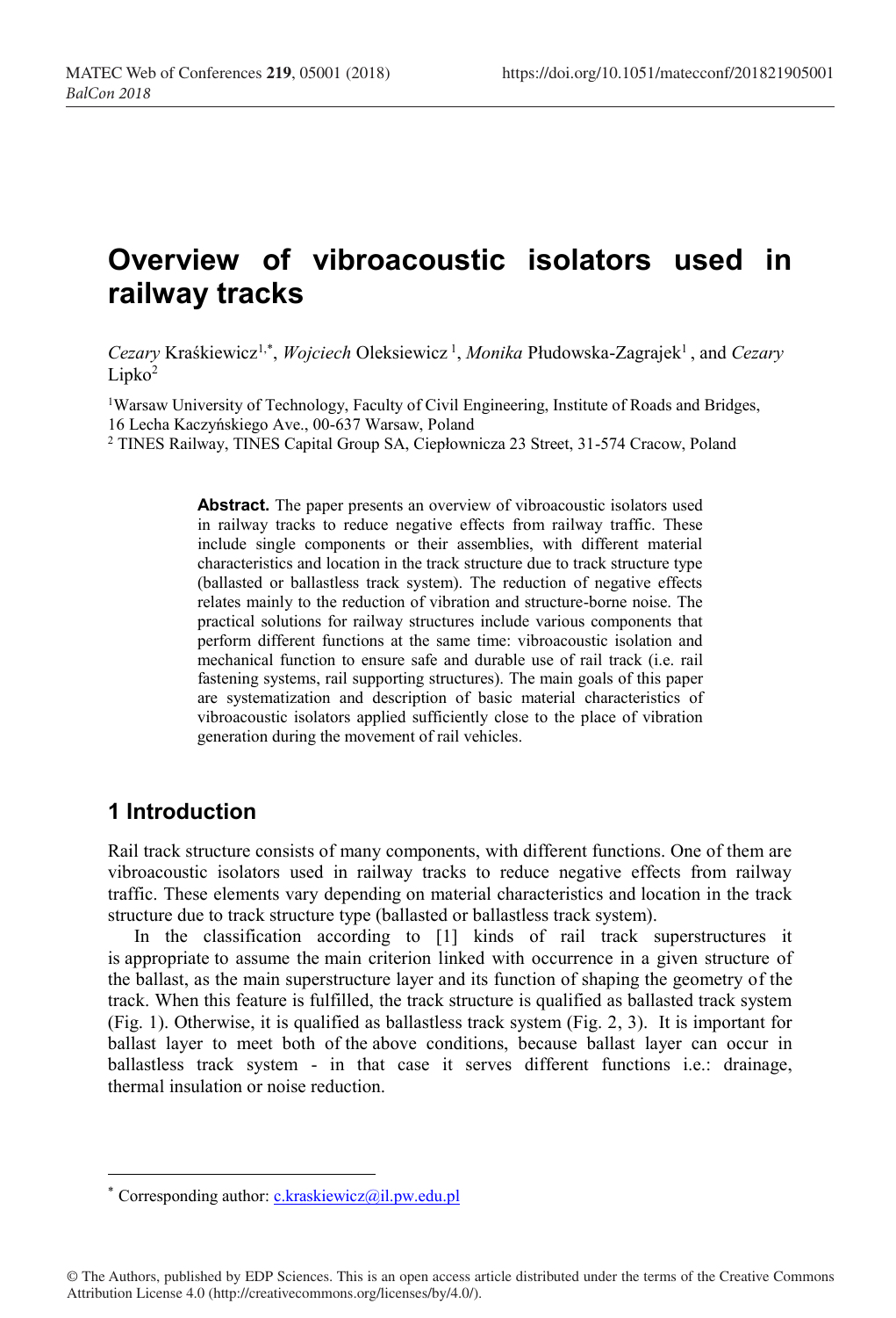# Overview of vibroacoustic isolators used in railway tracks

*Cezary* Kraśkiewicz[1,*], *Wojciech* Oleksiewicz [1], *Monika* Płudowska-Zagrajek[1] , and *Cezary* Lipko[2]

[1]Warsaw University of Technology, Faculty of Civil Engineering, Institute of Roads and Bridges, 16 Lecha Kaczyńskiego Ave., 00-637 Warsaw, Poland

[2] TINES Railway, TINES Capital Group SA, Ciepłownicza 23 Street, 31-574 Cracow, Poland

> **Abstract.** The paper presents an overview of vibroacoustic isolators used in railway tracks to reduce negative effects from railway traffic. These include single components or their assemblies, with different material characteristics and location in the track structure due to track structure type (ballasted or ballastless track system). The reduction of negative effects relates mainly to the reduction of vibration and structure-borne noise. The practical solutions for railway structures include various components that perform different functions at the same time: vibroacoustic isolation and mechanical function to ensure safe and durable use of rail track (i.e. rail fastening systems, rail supporting structures). The main goals of this paper are systematization and description of basic material characteristics of vibroacoustic isolators applied sufficiently close to the place of vibration generation during the movement of rail vehicles.

## 1 Introduction

Rail track structure consists of many components, with different functions. One of them are vibroacoustic isolators used in railway tracks to reduce negative effects from railway traffic. These elements vary depending on material characteristics and location in the track structure due to track structure type (ballasted or ballastless track system).

In the classification according to [1] kinds of rail track superstructures it is appropriate to assume the main criterion linked with occurrence in a given structure of the ballast, as the main superstructure layer and its function of shaping the geometry of the track. When this feature is fulfilled, the track structure is qualified as ballasted track system (Fig. 1). Otherwise, it is qualified as ballastless track system (Fig. 2, 3). It is important for ballast layer to meet both of the above conditions, because ballast layer can occur in ballastless track system - in that case it serves different functions i.e.: drainage, thermal insulation or noise reduction.

* Corresponding author: c.kraskiewicz@il.pw.edu.pl

© The Authors, published by EDP Sciences. This is an open access article distributed under the terms of the Creative Commons Attribution License 4.0 (http://creativecommons.org/licenses/by/4.0/).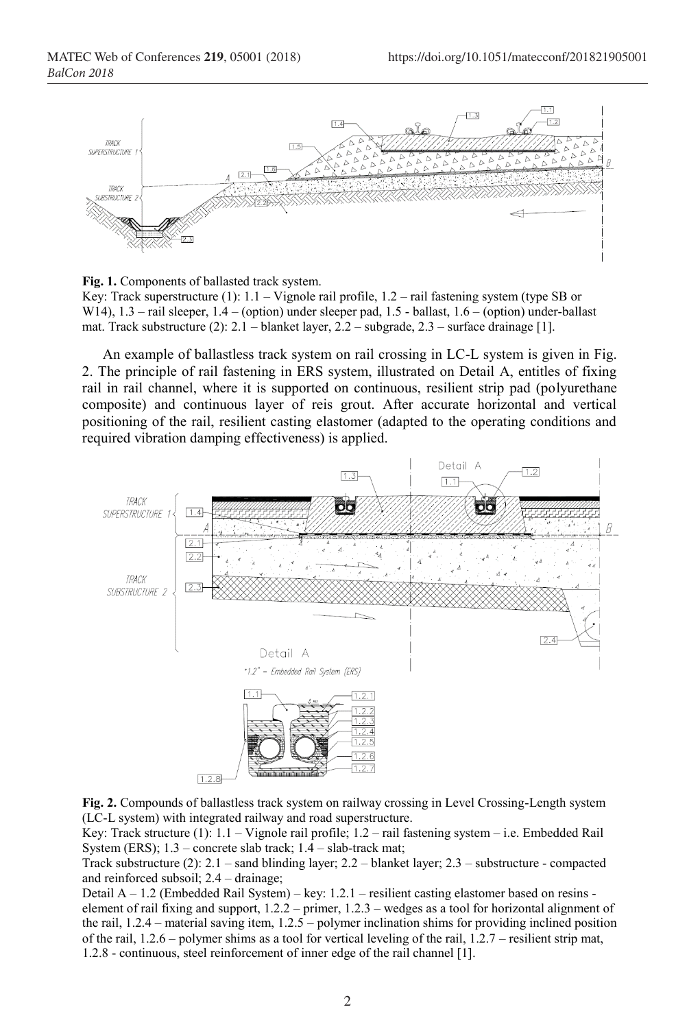**Fig. 1.** Components of ballasted track system.

Key: Track superstructure (1): 1.1 – Vignole rail profile, 1.2 – rail fastening system (type SB or W14), 1.3 – rail sleeper, 1.4 – (option) under sleeper pad, 1.5 - ballast, 1.6 – (option) under-ballast mat. Track substructure (2): 2.1 – blanket layer, 2.2 – subgrade, 2.3 – surface drainage [1].

An example of ballastless track system on rail crossing in LC-L system is given in Fig. 2. The principle of rail fastening in ERS system, illustrated on Detail A, entitles of fixing rail in rail channel, where it is supported on continuous, resilient strip pad (polyurethane composite) and continuous layer of reis grout. After accurate horizontal and vertical positioning of the rail, resilient casting elastomer (adapted to the operating conditions and required vibration damping effectiveness) is applied.

**Fig. 2.** Compounds of ballastless track system on railway crossing in Level Crossing-Length system (LC-L system) with integrated railway and road superstructure.

Key: Track structure (1): 1.1 – Vignole rail profile; 1.2 – rail fastening system – i.e. Embedded Rail System (ERS); 1.3 – concrete slab track; 1.4 – slab-track mat;

Track substructure (2): 2.1 – sand blinding layer; 2.2 – blanket layer; 2.3 – substructure - compacted and reinforced subsoil; 2.4 – drainage;

Detail A – 1.2 (Embedded Rail System) – key: 1.2.1 – resilient casting elastomer based on resins - element of rail fixing and support, 1.2.2 – primer, 1.2.3 – wedges as a tool for horizontal alignment of the rail, 1.2.4 – material saving item, 1.2.5 – polymer inclination shims for providing inclined position of the rail, 1.2.6 – polymer shims as a tool for vertical leveling of the rail, 1.2.7 – resilient strip mat, 1.2.8 - continuous, steel reinforcement of inner edge of the rail channel [1].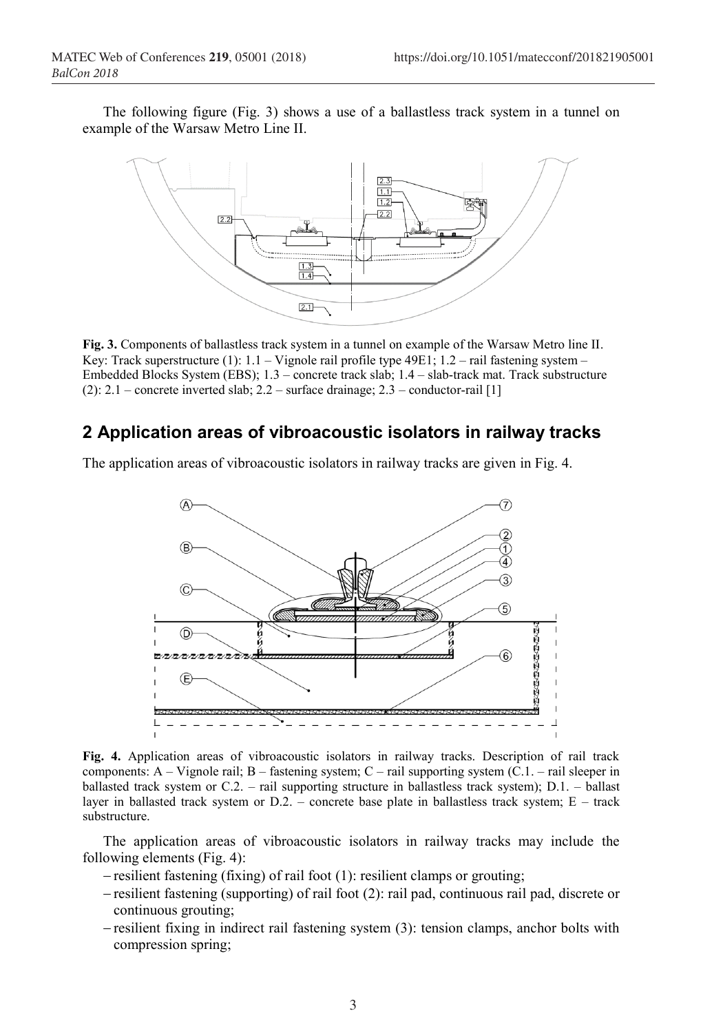The following figure (Fig. 3) shows a use of a ballastless track system in a tunnel on example of the Warsaw Metro Line II.

**Fig. 3.** Components of ballastless track system in a tunnel on example of the Warsaw Metro line II. Key: Track superstructure (1): 1.1 – Vignole rail profile type 49E1; 1.2 – rail fastening system – Embedded Blocks System (EBS); 1.3 – concrete track slab; 1.4 – slab-track mat. Track substructure (2): 2.1 – concrete inverted slab; 2.2 – surface drainage; 2.3 – conductor-rail [1]

## 2 Application areas of vibroacoustic isolators in railway tracks

The application areas of vibroacoustic isolators in railway tracks are given in Fig. 4.

**Fig. 4.** Application areas of vibroacoustic isolators in railway tracks. Description of rail track components: A – Vignole rail; B – fastening system; C – rail supporting system (C.1. – rail sleeper in ballasted track system or C.2. – rail supporting structure in ballastless track system); D.1. – ballast layer in ballasted track system or D.2. – concrete base plate in ballastless track system; E – track substructure.

The application areas of vibroacoustic isolators in railway tracks may include the following elements (Fig. 4):

- resilient fastening (fixing) of rail foot (1): resilient clamps or grouting;
- resilient fastening (supporting) of rail foot (2): rail pad, continuous rail pad, discrete or continuous grouting;
- resilient fixing in indirect rail fastening system (3): tension clamps, anchor bolts with compression spring;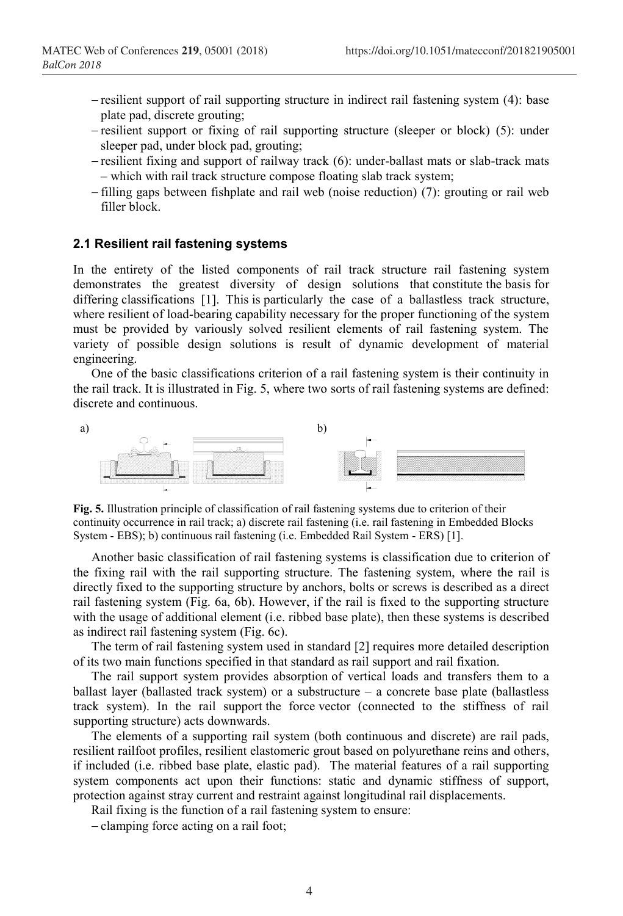- resilient support of rail supporting structure in indirect rail fastening system (4): base plate pad, discrete grouting;
- resilient support or fixing of rail supporting structure (sleeper or block) (5): under sleeper pad, under block pad, grouting;
- resilient fixing and support of railway track (6): under-ballast mats or slab-track mats – which with rail track structure compose floating slab track system;
- filling gaps between fishplate and rail web (noise reduction) (7): grouting or rail web filler block.

### 2.1 Resilient rail fastening systems

In the entirety of the listed components of rail track structure rail fastening system demonstrates the greatest diversity of design solutions that constitute the basis for differing classifications [1]. This is particularly the case of a ballastless track structure, where resilient of load-bearing capability necessary for the proper functioning of the system must be provided by variously solved resilient elements of rail fastening system. The variety of possible design solutions is result of dynamic development of material engineering.

One of the basic classifications criterion of a rail fastening system is their continuity in the rail track. It is illustrated in Fig. 5, where two sorts of rail fastening systems are defined: discrete and continuous.

**Fig. 5.** Illustration principle of classification of rail fastening systems due to criterion of their continuity occurrence in rail track; a) discrete rail fastening (i.e. rail fastening in Embedded Blocks System - EBS); b) continuous rail fastening (i.e. Embedded Rail System - ERS) [1].

Another basic classification of rail fastening systems is classification due to criterion of the fixing rail with the rail supporting structure. The fastening system, where the rail is directly fixed to the supporting structure by anchors, bolts or screws is described as a direct rail fastening system (Fig. 6a, 6b). However, if the rail is fixed to the supporting structure with the usage of additional element (i.e. ribbed base plate), then these systems is described as indirect rail fastening system (Fig. 6c).

The term of rail fastening system used in standard [2] requires more detailed description of its two main functions specified in that standard as rail support and rail fixation.

The rail support system provides absorption of vertical loads and transfers them to a ballast layer (ballasted track system) or a substructure – a concrete base plate (ballastless track system). In the rail support the force vector (connected to the stiffness of rail supporting structure) acts downwards.

The elements of a supporting rail system (both continuous and discrete) are rail pads, resilient railfoot profiles, resilient elastomeric grout based on polyurethane reins and others, if included (i.e. ribbed base plate, elastic pad). The material features of a rail supporting system components act upon their functions: static and dynamic stiffness of support, protection against stray current and restraint against longitudinal rail displacements.

Rail fixing is the function of a rail fastening system to ensure:

- clamping force acting on a rail foot;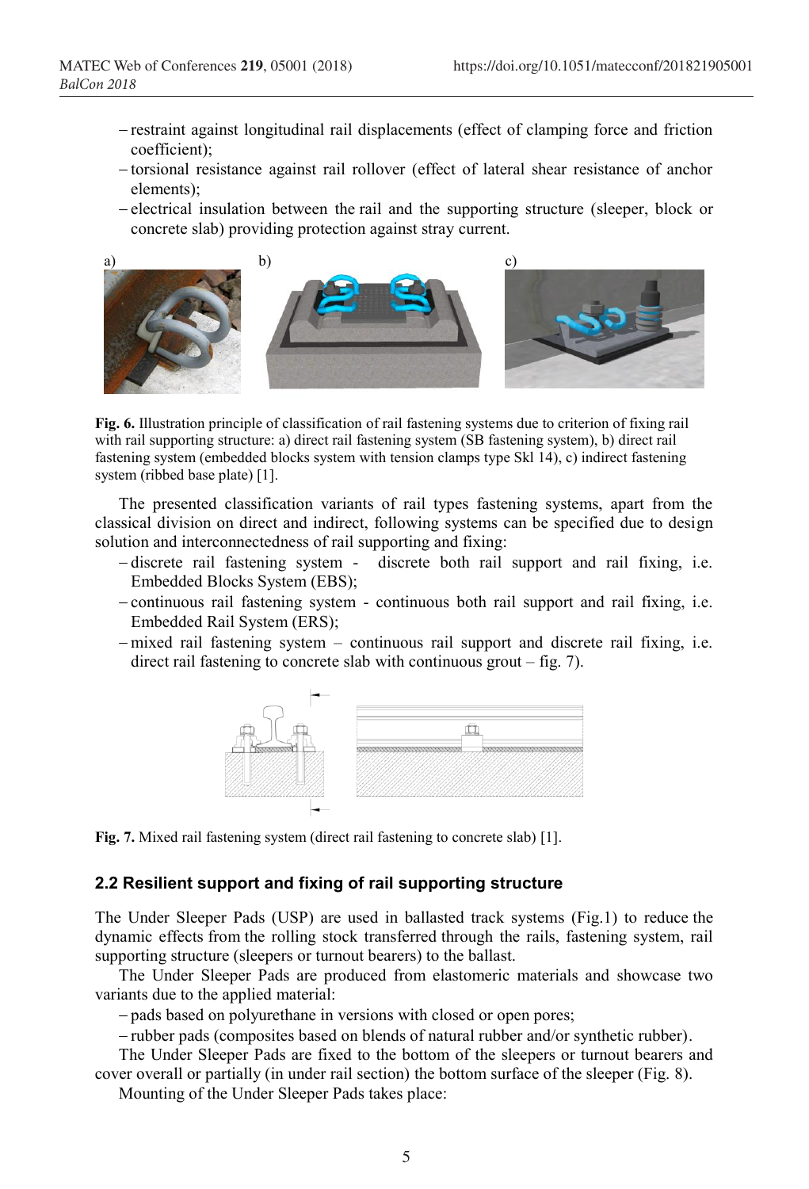- restraint against longitudinal rail displacements (effect of clamping force and friction coefficient);
- torsional resistance against rail rollover (effect of lateral shear resistance of anchor elements);
- electrical insulation between the rail and the supporting structure (sleeper, block or concrete slab) providing protection against stray current.

**Fig. 6.** Illustration principle of classification of rail fastening systems due to criterion of fixing rail with rail supporting structure: a) direct rail fastening system (SB fastening system), b) direct rail fastening system (embedded blocks system with tension clamps type Skl 14), c) indirect fastening system (ribbed base plate) [1].

The presented classification variants of rail types fastening systems, apart from the classical division on direct and indirect, following systems can be specified due to design solution and interconnectedness of rail supporting and fixing:

- discrete rail fastening system - discrete both rail support and rail fixing, i.e. Embedded Blocks System (EBS);
- continuous rail fastening system - continuous both rail support and rail fixing, i.e. Embedded Rail System (ERS);
- mixed rail fastening system – continuous rail support and discrete rail fixing, i.e. direct rail fastening to concrete slab with continuous grout – fig. 7).

**Fig. 7.** Mixed rail fastening system (direct rail fastening to concrete slab) [1].

### 2.2 Resilient support and fixing of rail supporting structure

The Under Sleeper Pads (USP) are used in ballasted track systems (Fig.1) to reduce the dynamic effects from the rolling stock transferred through the rails, fastening system, rail supporting structure (sleepers or turnout bearers) to the ballast.

The Under Sleeper Pads are produced from elastomeric materials and showcase two variants due to the applied material:

- pads based on polyurethane in versions with closed or open pores;
- rubber pads (composites based on blends of natural rubber and/or synthetic rubber).

The Under Sleeper Pads are fixed to the bottom of the sleepers or turnout bearers and cover overall or partially (in under rail section) the bottom surface of the sleeper (Fig. 8).

Mounting of the Under Sleeper Pads takes place: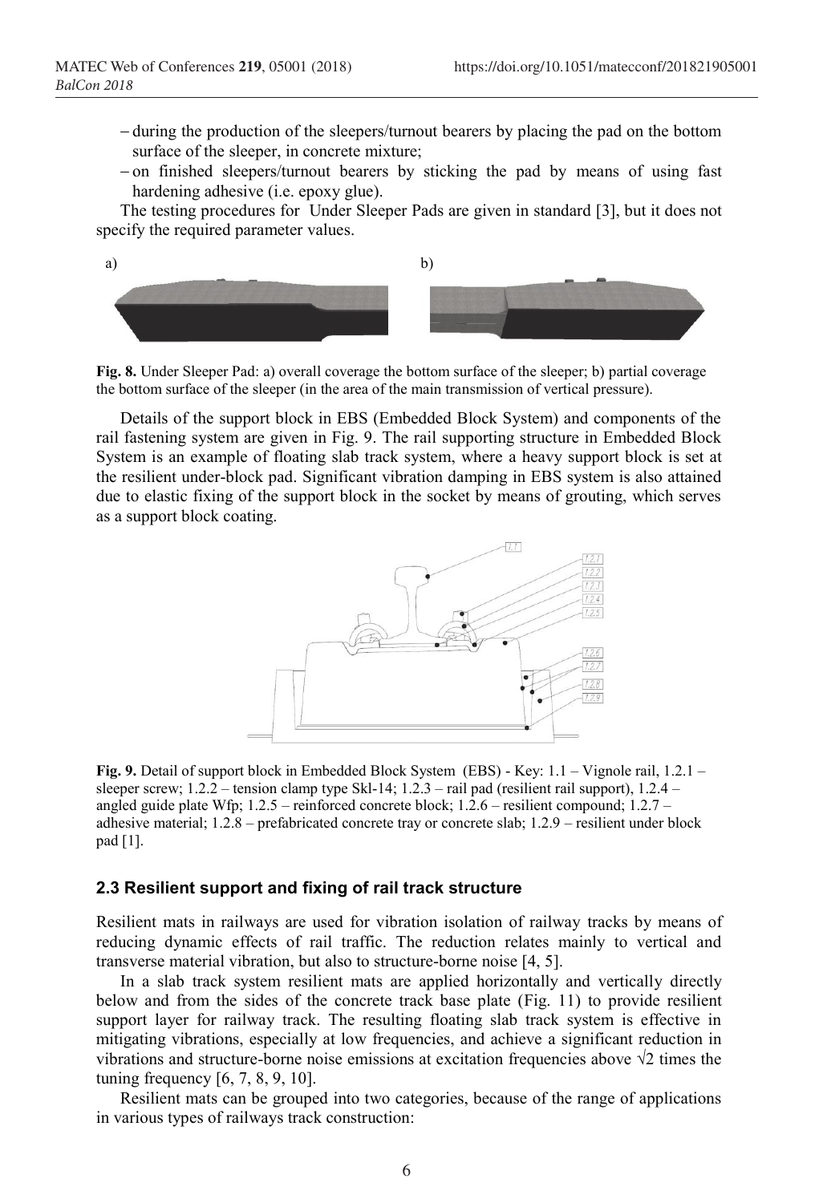– during the production of the sleepers/turnout bearers by placing the pad on the bottom surface of the sleeper, in concrete mixture;
– on finished sleepers/turnout bearers by sticking the pad by means of using fast hardening adhesive (i.e. epoxy glue).

The testing procedures for Under Sleeper Pads are given in standard [3], but it does not specify the required parameter values.

**Fig. 8.** Under Sleeper Pad: a) overall coverage the bottom surface of the sleeper; b) partial coverage the bottom surface of the sleeper (in the area of the main transmission of vertical pressure).

Details of the support block in EBS (Embedded Block System) and components of the rail fastening system are given in Fig. 9. The rail supporting structure in Embedded Block System is an example of floating slab track system, where a heavy support block is set at the resilient under-block pad. Significant vibration damping in EBS system is also attained due to elastic fixing of the support block in the socket by means of grouting, which serves as a support block coating.

**Fig. 9.** Detail of support block in Embedded Block System (EBS) - Key: 1.1 – Vignole rail, 1.2.1 – sleeper screw; 1.2.2 – tension clamp type Skl-14; 1.2.3 – rail pad (resilient rail support), 1.2.4 – angled guide plate Wfp; 1.2.5 – reinforced concrete block; 1.2.6 – resilient compound; 1.2.7 – adhesive material; 1.2.8 – prefabricated concrete tray or concrete slab; 1.2.9 – resilient under block pad [1].

### 2.3 Resilient support and fixing of rail track structure

Resilient mats in railways are used for vibration isolation of railway tracks by means of reducing dynamic effects of rail traffic. The reduction relates mainly to vertical and transverse material vibration, but also to structure-borne noise [4, 5].

In a slab track system resilient mats are applied horizontally and vertically directly below and from the sides of the concrete track base plate (Fig. 11) to provide resilient support layer for railway track. The resulting floating slab track system is effective in mitigating vibrations, especially at low frequencies, and achieve a significant reduction in vibrations and structure-borne noise emissions at excitation frequencies above $\sqrt{2}$ times the tuning frequency [6, 7, 8, 9, 10].

Resilient mats can be grouped into two categories, because of the range of applications in various types of railways track construction: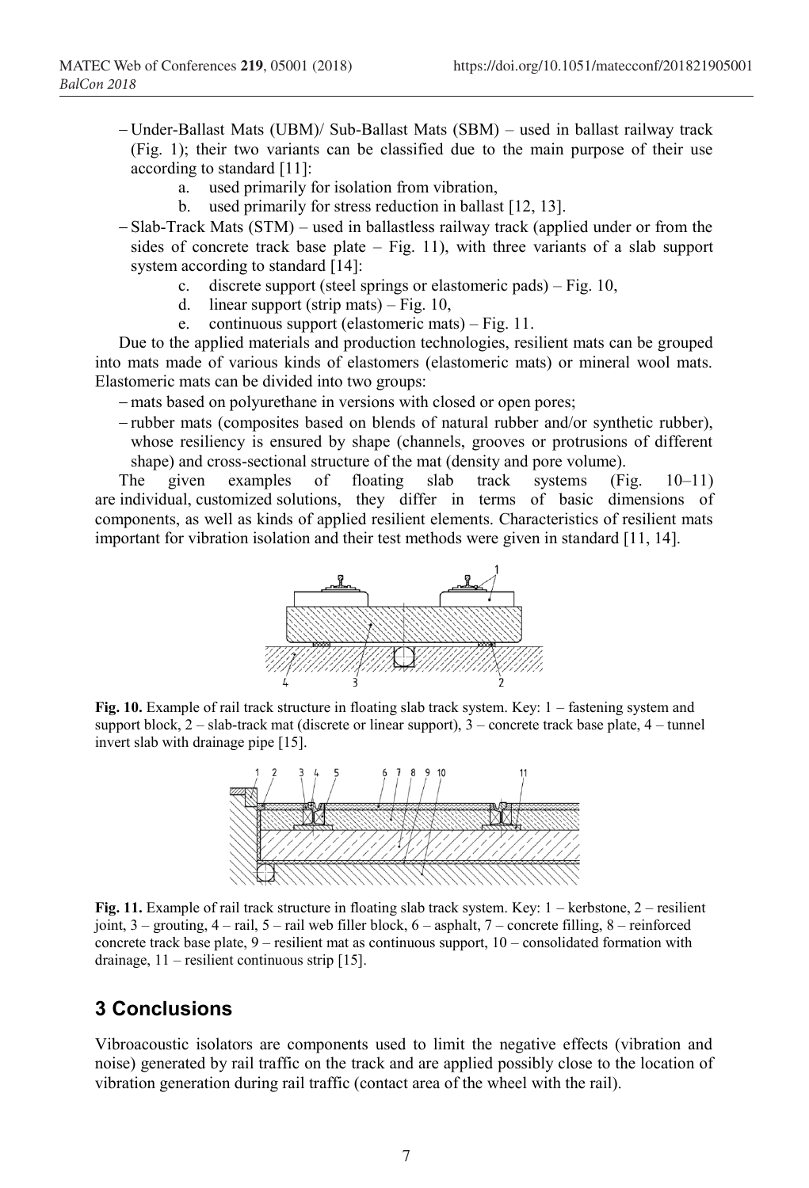- Under-Ballast Mats (UBM)/ Sub-Ballast Mats (SBM) – used in ballast railway track (Fig. 1); their two variants can be classified due to the main purpose of their use according to standard [11]:
  a. used primarily for isolation from vibration,
  b. used primarily for stress reduction in ballast [12, 13].
- Slab-Track Mats (STM) – used in ballastless railway track (applied under or from the sides of concrete track base plate – Fig. 11), with three variants of a slab support system according to standard [14]:
  c. discrete support (steel springs or elastomeric pads) – Fig. 10,
  d. linear support (strip mats) – Fig. 10,
  e. continuous support (elastomeric mats) – Fig. 11.

Due to the applied materials and production technologies, resilient mats can be grouped into mats made of various kinds of elastomers (elastomeric mats) or mineral wool mats. Elastomeric mats can be divided into two groups:

- mats based on polyurethane in versions with closed or open pores;
- rubber mats (composites based on blends of natural rubber and/or synthetic rubber), whose resiliency is ensured by shape (channels, grooves or protrusions of different shape) and cross-sectional structure of the mat (density and pore volume).

The given examples of floating slab track systems (Fig. 10–11) are individual, customized solutions, they differ in terms of basic dimensions of components, as well as kinds of applied resilient elements. Characteristics of resilient mats important for vibration isolation and their test methods were given in standard [11, 14].

**Fig. 10.** Example of rail track structure in floating slab track system. Key: 1 – fastening system and support block, 2 – slab-track mat (discrete or linear support), 3 – concrete track base plate, 4 – tunnel invert slab with drainage pipe [15].

**Fig. 11.** Example of rail track structure in floating slab track system. Key: 1 – kerbstone, 2 – resilient joint, 3 – grouting, 4 – rail, 5 – rail web filler block, 6 – asphalt, 7 – concrete filling, 8 – reinforced concrete track base plate, 9 – resilient mat as continuous support, 10 – consolidated formation with drainage, 11 – resilient continuous strip [15].

## 3 Conclusions

Vibroacoustic isolators are components used to limit the negative effects (vibration and noise) generated by rail traffic on the track and are applied possibly close to the location of vibration generation during rail traffic (contact area of the wheel with the rail).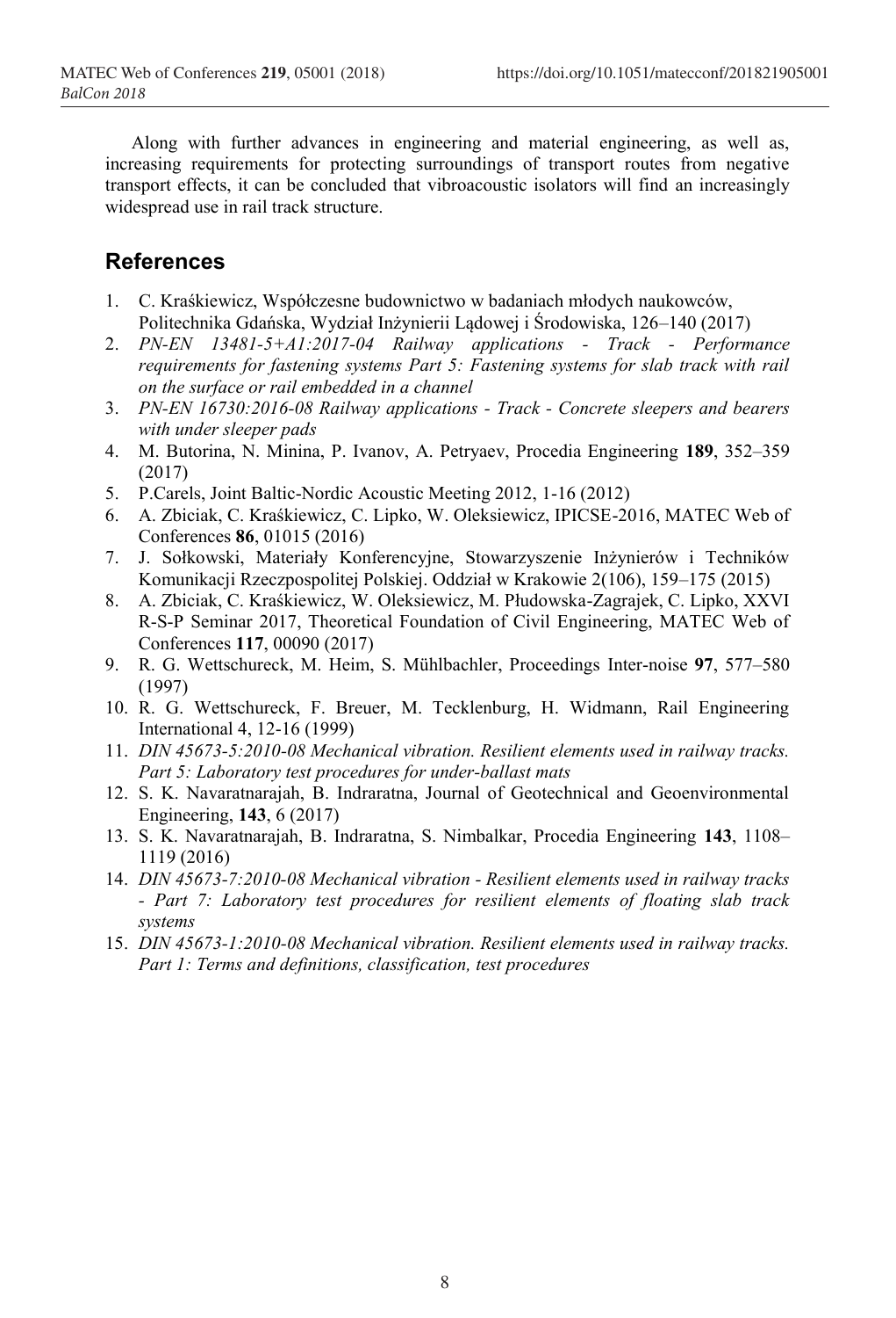Along with further advances in engineering and material engineering, as well as, increasing requirements for protecting surroundings of transport routes from negative transport effects, it can be concluded that vibroacoustic isolators will find an increasingly widespread use in rail track structure.

## References

1. C. Kraśkiewicz, Współczesne budownictwo w badaniach młodych naukowców, Politechnika Gdańska, Wydział Inżynierii Lądowej i Środowiska, 126–140 (2017)
2. *PN-EN 13481-5+A1:2017-04 Railway applications - Track - Performance requirements for fastening systems Part 5: Fastening systems for slab track with rail on the surface or rail embedded in a channel*
3. *PN-EN 16730:2016-08 Railway applications - Track - Concrete sleepers and bearers with under sleeper pads*
4. M. Butorina, N. Minina, P. Ivanov, A. Petryaev, Procedia Engineering **189**, 352–359 (2017)
5. P.Carels, Joint Baltic-Nordic Acoustic Meeting 2012, 1-16 (2012)
6. A. Zbiciak, C. Kraśkiewicz, C. Lipko, W. Oleksiewicz, IPICSE-2016, MATEC Web of Conferences **86**, 01015 (2016)
7. J. Sołkowski, Materiały Konferencyjne, Stowarzyszenie Inżynierów i Techników Komunikacji Rzeczpospolitej Polskiej. Oddział w Krakowie 2(106), 159–175 (2015)
8. A. Zbiciak, C. Kraśkiewicz, W. Oleksiewicz, M. Płudowska-Zagrajek, C. Lipko, XXVI R-S-P Seminar 2017, Theoretical Foundation of Civil Engineering, MATEC Web of Conferences **117**, 00090 (2017)
9. R. G. Wettschureck, M. Heim, S. Mühlbachler, Proceedings Inter-noise **97**, 577–580 (1997)
10. R. G. Wettschureck, F. Breuer, M. Tecklenburg, H. Widmann, Rail Engineering International 4, 12-16 (1999)
11. *DIN 45673-5:2010-08 Mechanical vibration. Resilient elements used in railway tracks. Part 5: Laboratory test procedures for under-ballast mats*
12. S. K. Navaratnarajah, B. Indraratna, Journal of Geotechnical and Geoenvironmental Engineering, **143**, 6 (2017)
13. S. K. Navaratnarajah, B. Indraratna, S. Nimbalkar, Procedia Engineering **143**, 1108–1119 (2016)
14. *DIN 45673-7:2010-08 Mechanical vibration - Resilient elements used in railway tracks - Part 7: Laboratory test procedures for resilient elements of floating slab track systems*
15. *DIN 45673-1:2010-08 Mechanical vibration. Resilient elements used in railway tracks. Part 1: Terms and definitions, classification, test procedures*